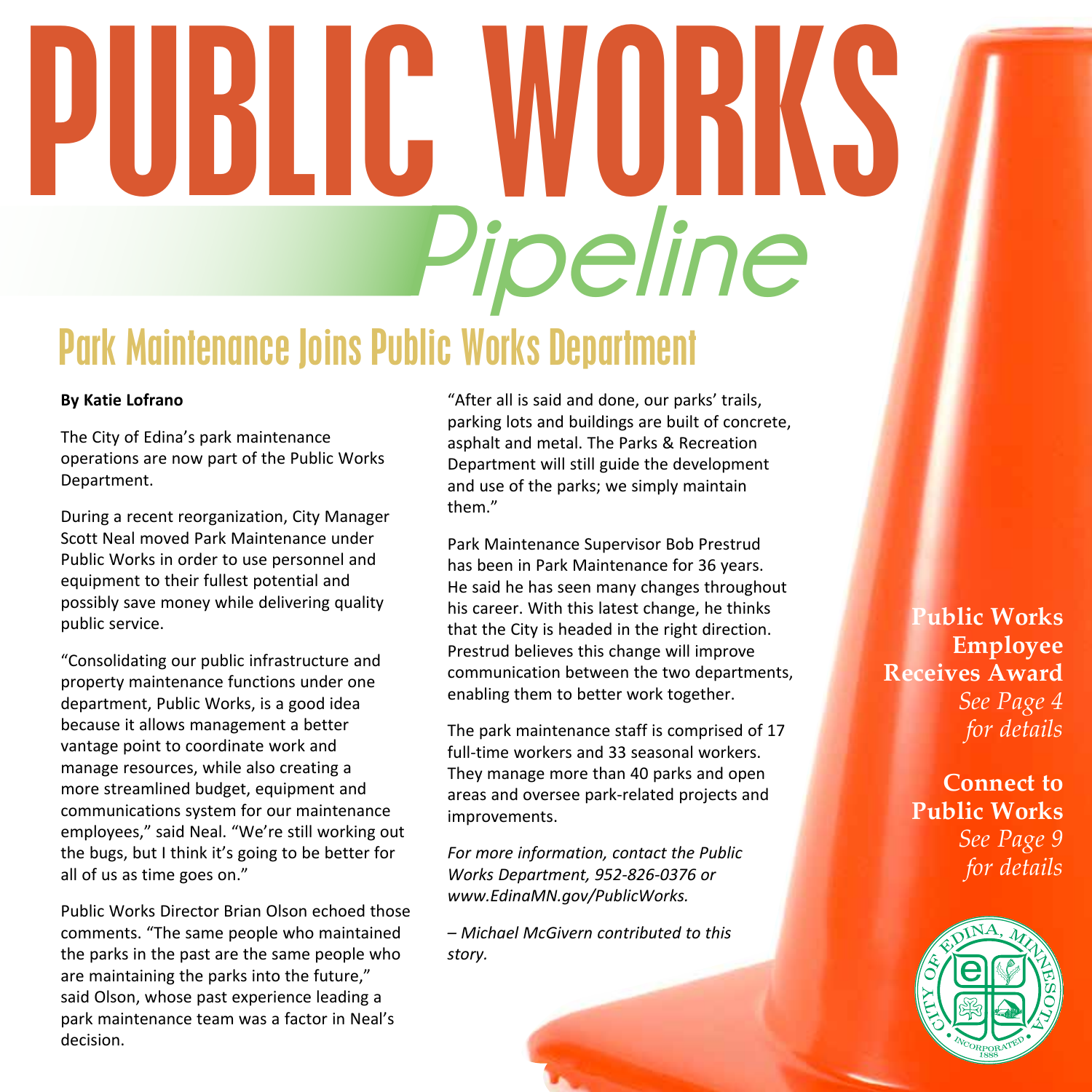# PUBLIC WORKS *Pipeline*

## Park Maintenance Joins Public Works Department

**By Katie Lofrano**

The City of Edina's park maintenance operations are now part of the Public Works Department.

During a recent reorganization, City Manager Scott Neal moved Park Maintenance under Public Works in order to use personnel and equipment to their fullest potential and possibly save money while delivering quality public service.

"Consolidating our public infrastructure and property maintenance functions under one department, Public Works, is a good idea because it allows management a better vantage point to coordinate work and manage resources, while also creating a more streamlined budget, equipment and communications system for our maintenance employees," said Neal. "We're still working out the bugs, but I think it's going to be better for all of us as time goes on."

Public Works Director Brian Olson echoed those comments. "The same people who maintained the parks in the past are the same people who are maintaining the parks into the future," said Olson, whose past experience leading a park maintenance team was a factor in Neal's decision.

"After all is said and done, our parks' trails, parking lots and buildings are built of concrete, asphalt and metal. The Parks & Recreation Department will still guide the development and use of the parks; we simply maintain them."

Park Maintenance Supervisor Bob Prestrud has been in Park Maintenance for 36 years. He said he has seen many changes throughout his career. With this latest change, he thinks that the City is headed in the right direction. Prestrud believes this change will improve communication between the two departments, enabling them to better work together.

The park maintenance staff is comprised of 17 full-time workers and 33 seasonal workers. They manage more than 40 parks and open areas and oversee park-related projects and improvements.

*For more information, contact the Public Works Department, 952-826-0376 or www.EdinaMN.gov/PublicWorks.*

*– Michael McGivern contributed to this story.*

**Public Works Employee Receives Award**
*See Page 4 for details*

**Connect to Public Works**
*See Page 9 for details*

CITY OF EDINA, MINNESOTA • INCORPORATED 1888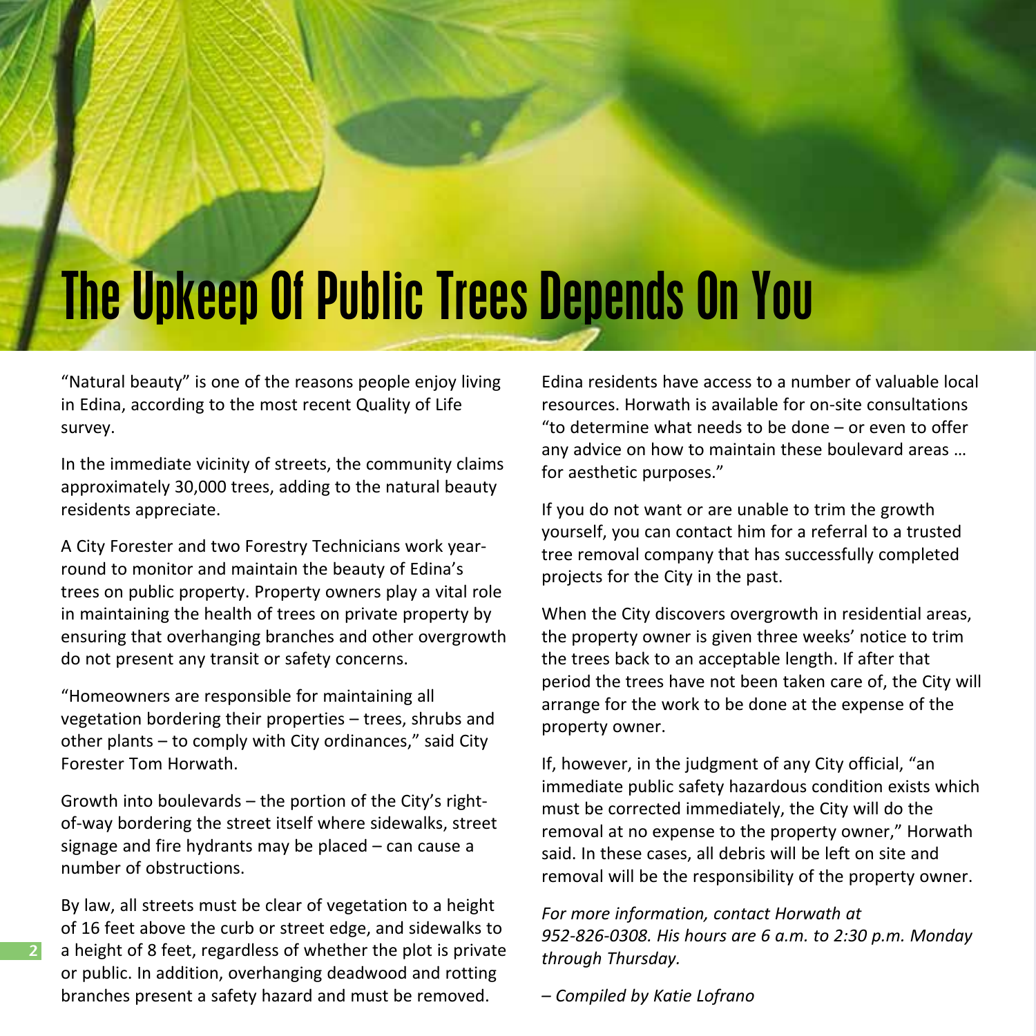# The Upkeep Of Public Trees Depends On You

"Natural beauty" is one of the reasons people enjoy living in Edina, according to the most recent Quality of Life survey.

In the immediate vicinity of streets, the community claims approximately 30,000 trees, adding to the natural beauty residents appreciate.

A City Forester and two Forestry Technicians work year-round to monitor and maintain the beauty of Edina's trees on public property. Property owners play a vital role in maintaining the health of trees on private property by ensuring that overhanging branches and other overgrowth do not present any transit or safety concerns.

"Homeowners are responsible for maintaining all vegetation bordering their properties – trees, shrubs and other plants – to comply with City ordinances," said City Forester Tom Horwath.

Growth into boulevards – the portion of the City's right-of-way bordering the street itself where sidewalks, street signage and fire hydrants may be placed – can cause a number of obstructions.

By law, all streets must be clear of vegetation to a height of 16 feet above the curb or street edge, and sidewalks to a height of 8 feet, regardless of whether the plot is private or public. In addition, overhanging deadwood and rotting branches present a safety hazard and must be removed.

Edina residents have access to a number of valuable local resources. Horwath is available for on-site consultations "to determine what needs to be done – or even to offer any advice on how to maintain these boulevard areas … for aesthetic purposes."

If you do not want or are unable to trim the growth yourself, you can contact him for a referral to a trusted tree removal company that has successfully completed projects for the City in the past.

When the City discovers overgrowth in residential areas, the property owner is given three weeks' notice to trim the trees back to an acceptable length. If after that period the trees have not been taken care of, the City will arrange for the work to be done at the expense of the property owner.

If, however, in the judgment of any City official, "an immediate public safety hazardous condition exists which must be corrected immediately, the City will do the removal at no expense to the property owner," Horwath said. In these cases, all debris will be left on site and removal will be the responsibility of the property owner.

*For more information, contact Horwath at 952-826-0308. His hours are 6 a.m. to 2:30 p.m. Monday through Thursday.*

*– Compiled by Katie Lofrano*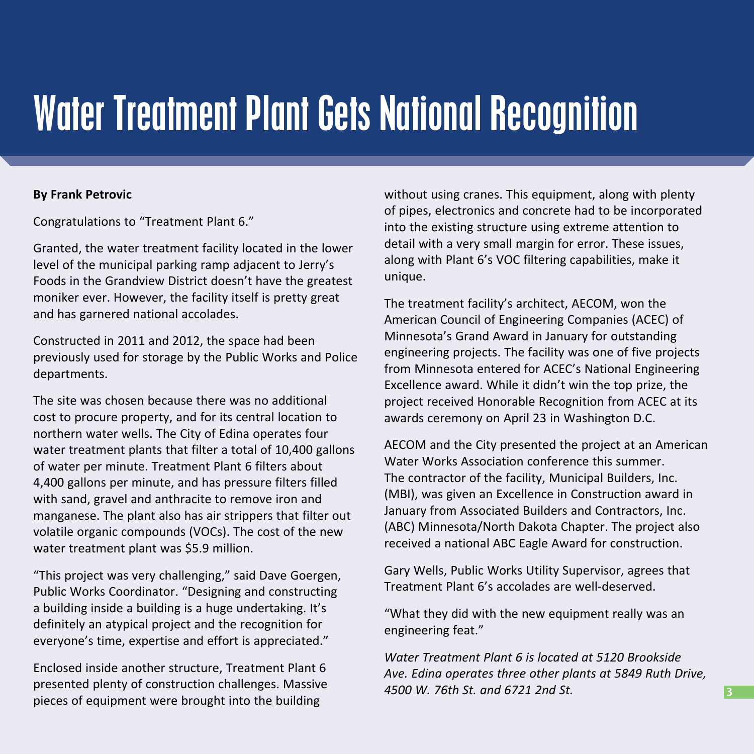# Water Treatment Plant Gets National Recognition

**By Frank Petrovic**

Congratulations to "Treatment Plant 6."

Granted, the water treatment facility located in the lower level of the municipal parking ramp adjacent to Jerry's Foods in the Grandview District doesn't have the greatest moniker ever. However, the facility itself is pretty great and has garnered national accolades.

Constructed in 2011 and 2012, the space had been previously used for storage by the Public Works and Police departments.

The site was chosen because there was no additional cost to procure property, and for its central location to northern water wells. The City of Edina operates four water treatment plants that filter a total of 10,400 gallons of water per minute. Treatment Plant 6 filters about 4,400 gallons per minute, and has pressure filters filled with sand, gravel and anthracite to remove iron and manganese. The plant also has air strippers that filter out volatile organic compounds (VOCs). The cost of the new water treatment plant was $5.9 million.

"This project was very challenging," said Dave Goergen, Public Works Coordinator. "Designing and constructing a building inside a building is a huge undertaking. It's definitely an atypical project and the recognition for everyone's time, expertise and effort is appreciated."

Enclosed inside another structure, Treatment Plant 6 presented plenty of construction challenges. Massive pieces of equipment were brought into the building without using cranes. This equipment, along with plenty of pipes, electronics and concrete had to be incorporated into the existing structure using extreme attention to detail with a very small margin for error. These issues, along with Plant 6's VOC filtering capabilities, make it unique.

The treatment facility's architect, AECOM, won the American Council of Engineering Companies (ACEC) of Minnesota's Grand Award in January for outstanding engineering projects. The facility was one of five projects from Minnesota entered for ACEC's National Engineering Excellence award. While it didn't win the top prize, the project received Honorable Recognition from ACEC at its awards ceremony on April 23 in Washington D.C.

AECOM and the City presented the project at an American Water Works Association conference this summer. The contractor of the facility, Municipal Builders, Inc. (MBI), was given an Excellence in Construction award in January from Associated Builders and Contractors, Inc. (ABC) Minnesota/North Dakota Chapter. The project also received a national ABC Eagle Award for construction.

Gary Wells, Public Works Utility Supervisor, agrees that Treatment Plant 6's accolades are well-deserved.

"What they did with the new equipment really was an engineering feat."

*Water Treatment Plant 6 is located at 5120 Brookside Ave. Edina operates three other plants at 5849 Ruth Drive, 4500 W. 76th St. and 6721 2nd St.*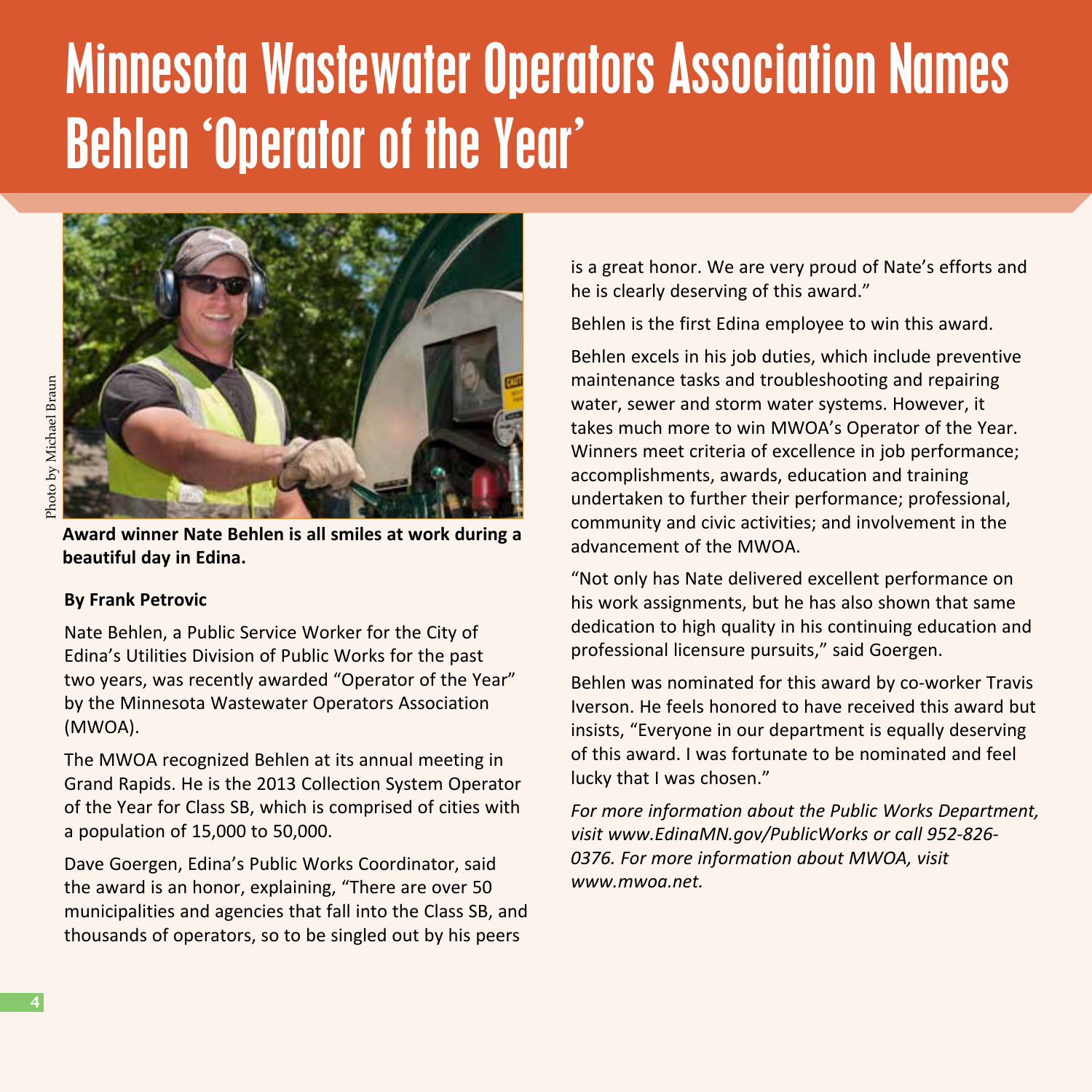# Minnesota Wastewater Operators Association Names Behlen 'Operator of the Year'

Photo by Michael Braun

**Award winner Nate Behlen is all smiles at work during a beautiful day in Edina.**

**By Frank Petrovic**

Nate Behlen, a Public Service Worker for the City of Edina's Utilities Division of Public Works for the past two years, was recently awarded "Operator of the Year" by the Minnesota Wastewater Operators Association (MWOA).

The MWOA recognized Behlen at its annual meeting in Grand Rapids. He is the 2013 Collection System Operator of the Year for Class SB, which is comprised of cities with a population of 15,000 to 50,000.

Dave Goergen, Edina's Public Works Coordinator, said the award is an honor, explaining, "There are over 50 municipalities and agencies that fall into the Class SB, and thousands of operators, so to be singled out by his peers is a great honor. We are very proud of Nate's efforts and he is clearly deserving of this award."

Behlen is the first Edina employee to win this award.

Behlen excels in his job duties, which include preventive maintenance tasks and troubleshooting and repairing water, sewer and storm water systems. However, it takes much more to win MWOA's Operator of the Year. Winners meet criteria of excellence in job performance; accomplishments, awards, education and training undertaken to further their performance; professional, community and civic activities; and involvement in the advancement of the MWOA.

"Not only has Nate delivered excellent performance on his work assignments, but he has also shown that same dedication to high quality in his continuing education and professional licensure pursuits," said Goergen.

Behlen was nominated for this award by co-worker Travis Iverson. He feels honored to have received this award but insists, "Everyone in our department is equally deserving of this award. I was fortunate to be nominated and feel lucky that I was chosen."

*For more information about the Public Works Department, visit www.EdinaMN.gov/PublicWorks or call 952-826-0376. For more information about MWOA, visit www.mwoa.net.*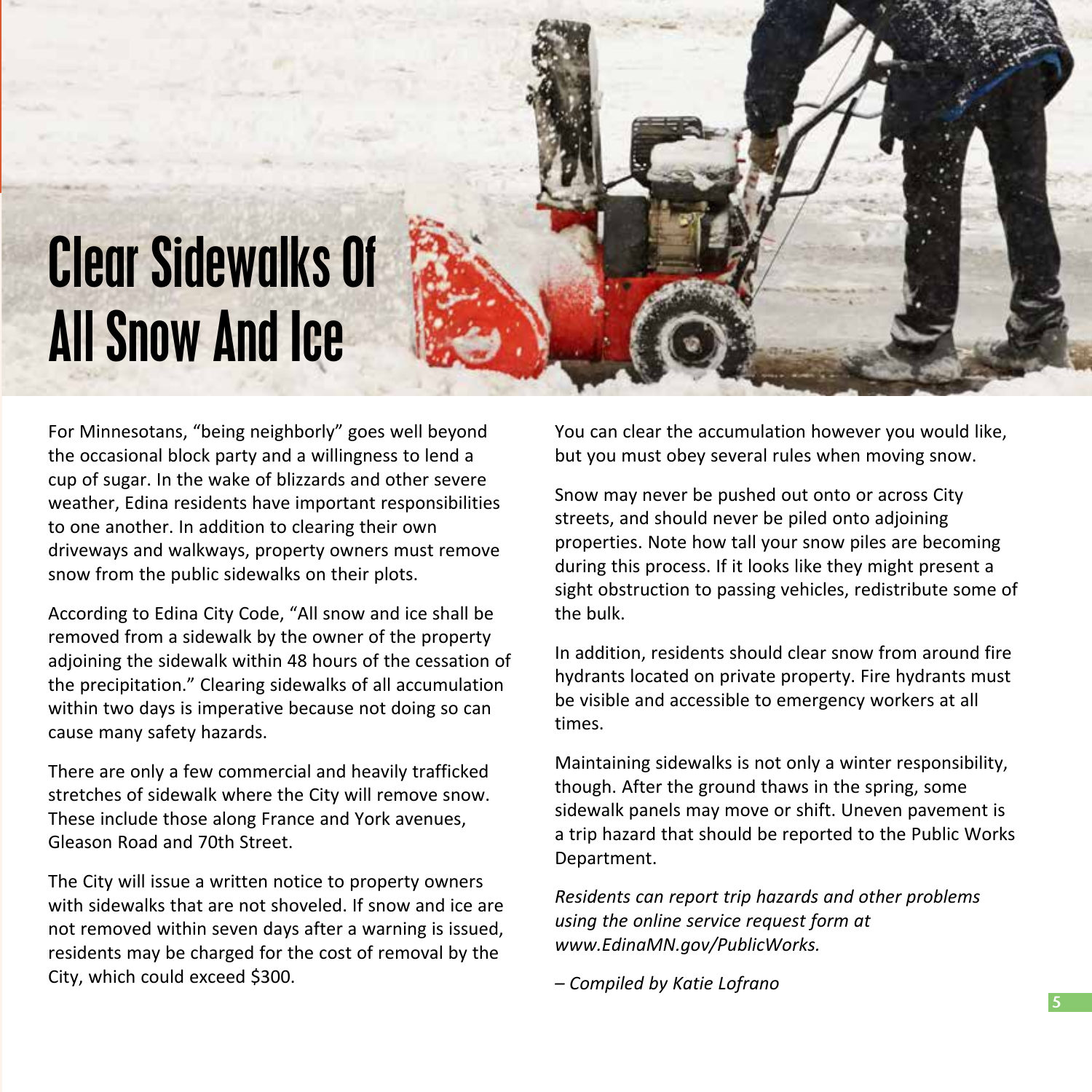# Clear Sidewalks Of All Snow And Ice

For Minnesotans, “being neighborly” goes well beyond the occasional block party and a willingness to lend a cup of sugar. In the wake of blizzards and other severe weather, Edina residents have important responsibilities to one another. In addition to clearing their own driveways and walkways, property owners must remove snow from the public sidewalks on their plots.

According to Edina City Code, “All snow and ice shall be removed from a sidewalk by the owner of the property adjoining the sidewalk within 48 hours of the cessation of the precipitation.” Clearing sidewalks of all accumulation within two days is imperative because not doing so can cause many safety hazards.

There are only a few commercial and heavily trafficked stretches of sidewalk where the City will remove snow. These include those along France and York avenues, Gleason Road and 70th Street.

The City will issue a written notice to property owners with sidewalks that are not shoveled. If snow and ice are not removed within seven days after a warning is issued, residents may be charged for the cost of removal by the City, which could exceed $300.

You can clear the accumulation however you would like, but you must obey several rules when moving snow.

Snow may never be pushed out onto or across City streets, and should never be piled onto adjoining properties. Note how tall your snow piles are becoming during this process. If it looks like they might present a sight obstruction to passing vehicles, redistribute some of the bulk.

In addition, residents should clear snow from around fire hydrants located on private property. Fire hydrants must be visible and accessible to emergency workers at all times.

Maintaining sidewalks is not only a winter responsibility, though. After the ground thaws in the spring, some sidewalk panels may move or shift. Uneven pavement is a trip hazard that should be reported to the Public Works Department.

*Residents can report trip hazards and other problems using the online service request form at www.EdinaMN.gov/PublicWorks.*

*– Compiled by Katie Lofrano*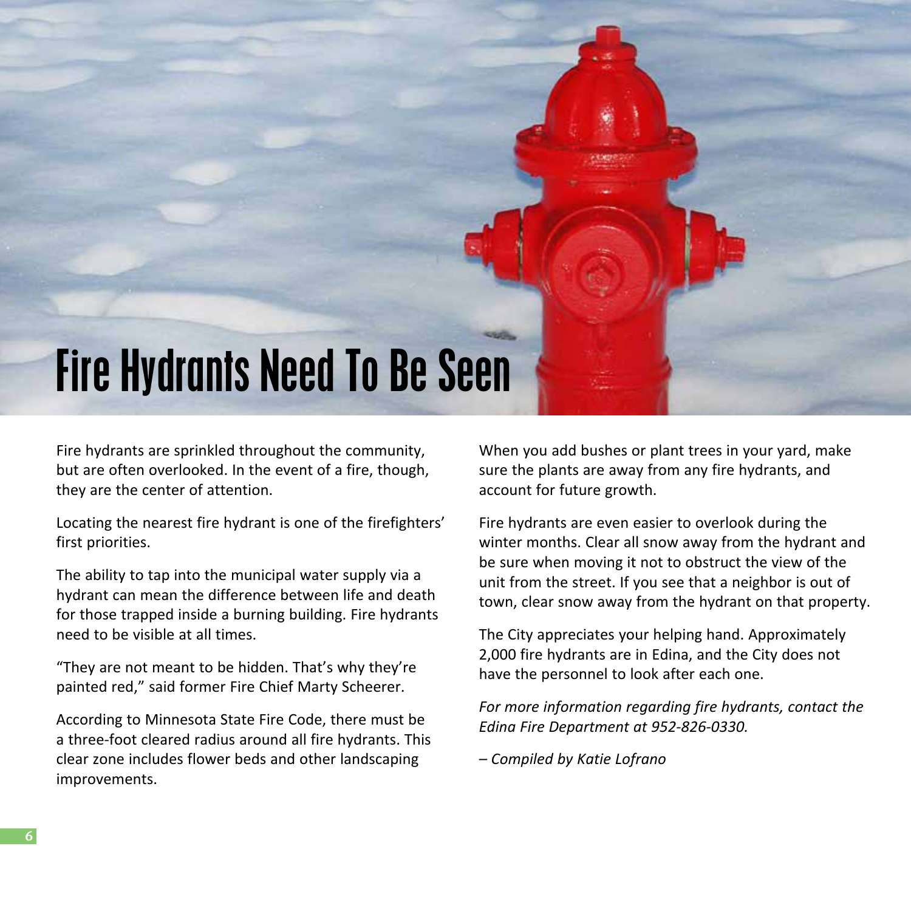# Fire Hydrants Need To Be Seen

Fire hydrants are sprinkled throughout the community, but are often overlooked. In the event of a fire, though, they are the center of attention.

Locating the nearest fire hydrant is one of the firefighters' first priorities.

The ability to tap into the municipal water supply via a hydrant can mean the difference between life and death for those trapped inside a burning building. Fire hydrants need to be visible at all times.

"They are not meant to be hidden. That's why they're painted red," said former Fire Chief Marty Scheerer.

According to Minnesota State Fire Code, there must be a three-foot cleared radius around all fire hydrants. This clear zone includes flower beds and other landscaping improvements.

When you add bushes or plant trees in your yard, make sure the plants are away from any fire hydrants, and account for future growth.

Fire hydrants are even easier to overlook during the winter months. Clear all snow away from the hydrant and be sure when moving it not to obstruct the view of the unit from the street. If you see that a neighbor is out of town, clear snow away from the hydrant on that property.

The City appreciates your helping hand. Approximately 2,000 fire hydrants are in Edina, and the City does not have the personnel to look after each one.

*For more information regarding fire hydrants, contact the Edina Fire Department at 952-826-0330.*

*– Compiled by Katie Lofrano*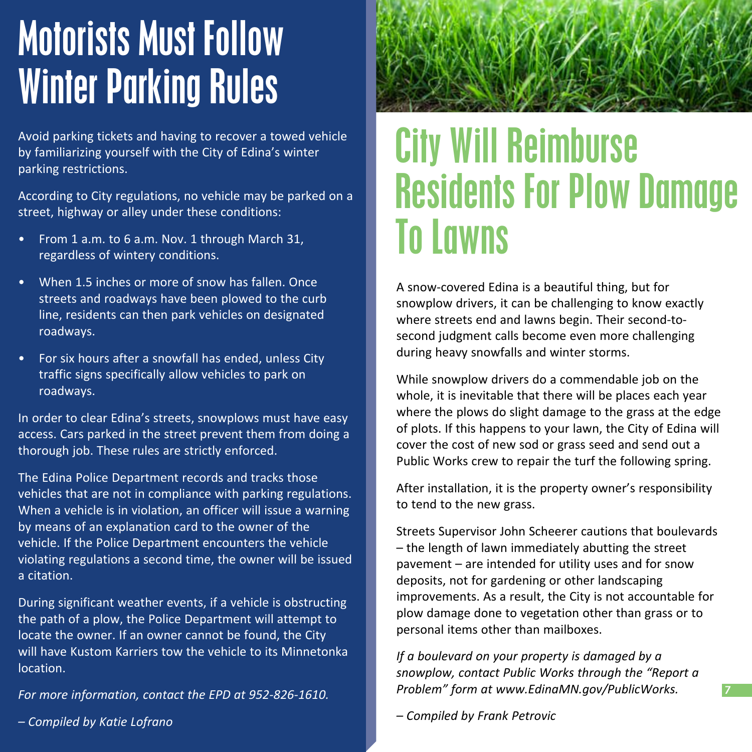# Motorists Must Follow Winter Parking Rules

Avoid parking tickets and having to recover a towed vehicle by familiarizing yourself with the City of Edina's winter parking restrictions.

According to City regulations, no vehicle may be parked on a street, highway or alley under these conditions:

- From 1 a.m. to 6 a.m. Nov. 1 through March 31, regardless of wintery conditions.
- When 1.5 inches or more of snow has fallen. Once streets and roadways have been plowed to the curb line, residents can then park vehicles on designated roadways.
- For six hours after a snowfall has ended, unless City traffic signs specifically allow vehicles to park on roadways.

In order to clear Edina's streets, snowplows must have easy access. Cars parked in the street prevent them from doing a thorough job. These rules are strictly enforced.

The Edina Police Department records and tracks those vehicles that are not in compliance with parking regulations. When a vehicle is in violation, an officer will issue a warning by means of an explanation card to the owner of the vehicle. If the Police Department encounters the vehicle violating regulations a second time, the owner will be issued a citation.

During significant weather events, if a vehicle is obstructing the path of a plow, the Police Department will attempt to locate the owner. If an owner cannot be found, the City will have Kustom Karriers tow the vehicle to its Minnetonka location.

*For more information, contact the EPD at 952-826-1610.*

*– Compiled by Katie Lofrano*

# City Will Reimburse Residents For Plow Damage To Lawns

A snow-covered Edina is a beautiful thing, but for snowplow drivers, it can be challenging to know exactly where streets end and lawns begin. Their second-to-second judgment calls become even more challenging during heavy snowfalls and winter storms.

While snowplow drivers do a commendable job on the whole, it is inevitable that there will be places each year where the plows do slight damage to the grass at the edge of plots. If this happens to your lawn, the City of Edina will cover the cost of new sod or grass seed and send out a Public Works crew to repair the turf the following spring.

After installation, it is the property owner's responsibility to tend to the new grass.

Streets Supervisor John Scheerer cautions that boulevards – the length of lawn immediately abutting the street pavement – are intended for utility uses and for snow deposits, not for gardening or other landscaping improvements. As a result, the City is not accountable for plow damage done to vegetation other than grass or to personal items other than mailboxes.

*If a boulevard on your property is damaged by a snowplow, contact Public Works through the "Report a Problem" form at www.EdinaMN.gov/PublicWorks.*

*– Compiled by Frank Petrovic*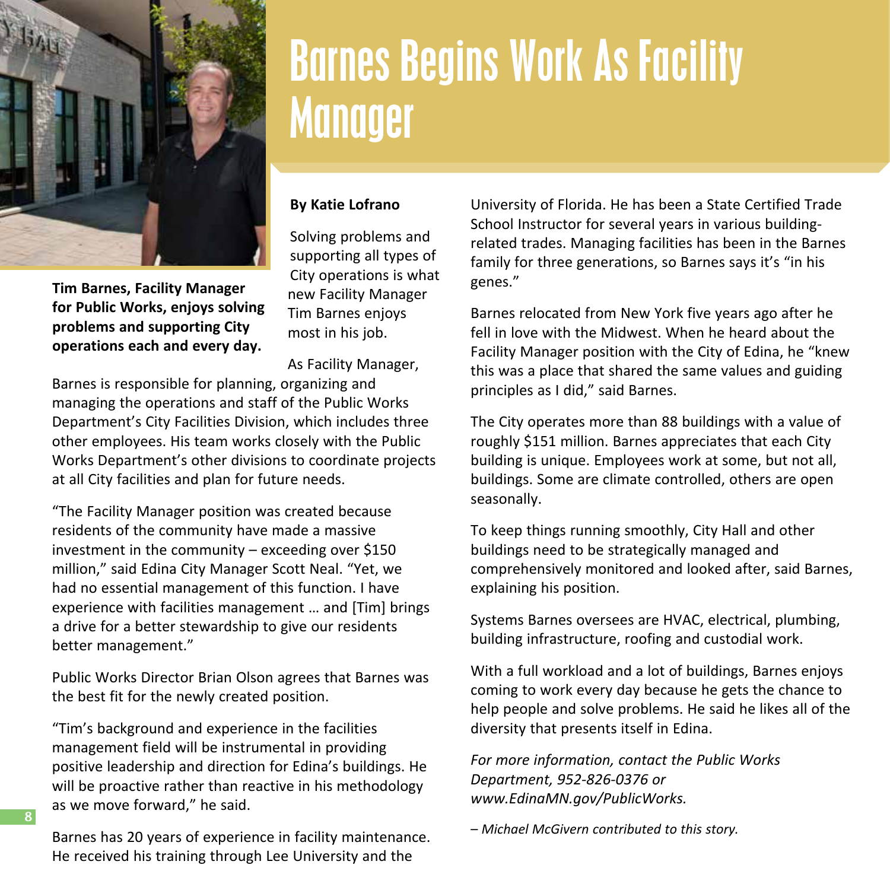# Barnes Begins Work As Facility Manager

**Tim Barnes, Facility Manager for Public Works, enjoys solving problems and supporting City operations each and every day.**

**By Katie Lofrano**

Solving problems and supporting all types of City operations is what new Facility Manager Tim Barnes enjoys most in his job.

As Facility Manager, Barnes is responsible for planning, organizing and managing the operations and staff of the Public Works Department's City Facilities Division, which includes three other employees. His team works closely with the Public Works Department's other divisions to coordinate projects at all City facilities and plan for future needs.

"The Facility Manager position was created because residents of the community have made a massive investment in the community – exceeding over $150 million," said Edina City Manager Scott Neal. "Yet, we had no essential management of this function. I have experience with facilities management … and [Tim] brings a drive for a better stewardship to give our residents better management."

Public Works Director Brian Olson agrees that Barnes was the best fit for the newly created position.

"Tim's background and experience in the facilities management field will be instrumental in providing positive leadership and direction for Edina's buildings. He will be proactive rather than reactive in his methodology as we move forward," he said.

Barnes has 20 years of experience in facility maintenance. He received his training through Lee University and the University of Florida. He has been a State Certified Trade School Instructor for several years in various building-related trades. Managing facilities has been in the Barnes family for three generations, so Barnes says it's "in his genes."

Barnes relocated from New York five years ago after he fell in love with the Midwest. When he heard about the Facility Manager position with the City of Edina, he "knew this was a place that shared the same values and guiding principles as I did," said Barnes.

The City operates more than 88 buildings with a value of roughly $151 million. Barnes appreciates that each City building is unique. Employees work at some, but not all, buildings. Some are climate controlled, others are open seasonally.

To keep things running smoothly, City Hall and other buildings need to be strategically managed and comprehensively monitored and looked after, said Barnes, explaining his position.

Systems Barnes oversees are HVAC, electrical, plumbing, building infrastructure, roofing and custodial work.

With a full workload and a lot of buildings, Barnes enjoys coming to work every day because he gets the chance to help people and solve problems. He said he likes all of the diversity that presents itself in Edina.

*For more information, contact the Public Works Department, 952-826-0376 or www.EdinaMN.gov/PublicWorks.*

*– Michael McGivern contributed to this story.*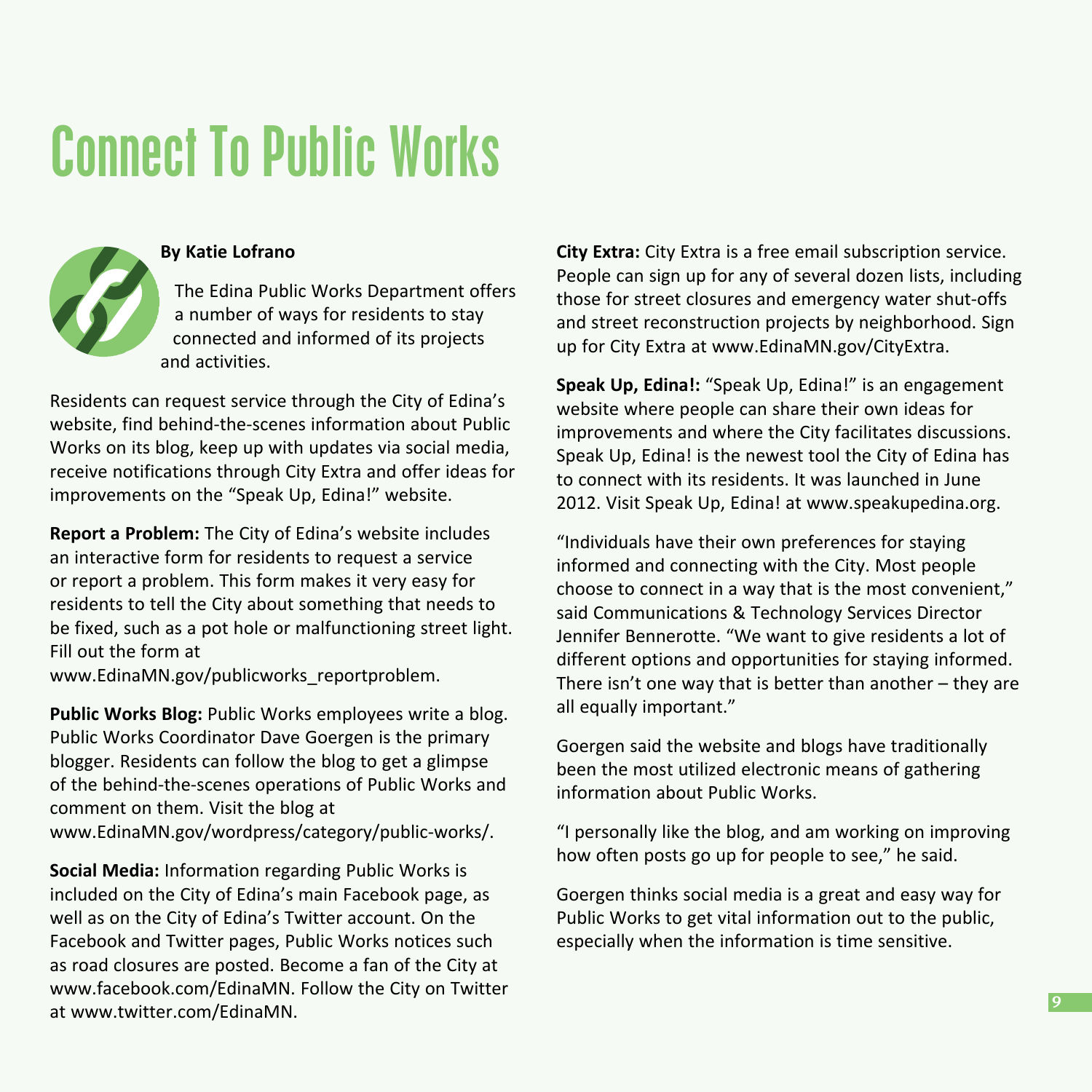# Connect To Public Works

**By Katie Lofrano**

The Edina Public Works Department offers a number of ways for residents to stay connected and informed of its projects and activities.

Residents can request service through the City of Edina's website, find behind-the-scenes information about Public Works on its blog, keep up with updates via social media, receive notifications through City Extra and offer ideas for improvements on the "Speak Up, Edina!" website.

**Report a Problem:** The City of Edina's website includes an interactive form for residents to request a service or report a problem. This form makes it very easy for residents to tell the City about something that needs to be fixed, such as a pot hole or malfunctioning street light. Fill out the form at www.EdinaMN.gov/publicworks_reportproblem.

**Public Works Blog:** Public Works employees write a blog. Public Works Coordinator Dave Goergen is the primary blogger. Residents can follow the blog to get a glimpse of the behind-the-scenes operations of Public Works and comment on them. Visit the blog at www.EdinaMN.gov/wordpress/category/public-works/.

**Social Media:** Information regarding Public Works is included on the City of Edina's main Facebook page, as well as on the City of Edina's Twitter account. On the Facebook and Twitter pages, Public Works notices such as road closures are posted. Become a fan of the City at www.facebook.com/EdinaMN. Follow the City on Twitter at www.twitter.com/EdinaMN.

**City Extra:** City Extra is a free email subscription service. People can sign up for any of several dozen lists, including those for street closures and emergency water shut-offs and street reconstruction projects by neighborhood. Sign up for City Extra at www.EdinaMN.gov/CityExtra.

**Speak Up, Edina!:** "Speak Up, Edina!" is an engagement website where people can share their own ideas for improvements and where the City facilitates discussions. Speak Up, Edina! is the newest tool the City of Edina has to connect with its residents. It was launched in June 2012. Visit Speak Up, Edina! at www.speakupedina.org.

"Individuals have their own preferences for staying informed and connecting with the City. Most people choose to connect in a way that is the most convenient," said Communications & Technology Services Director Jennifer Bennerotte. "We want to give residents a lot of different options and opportunities for staying informed. There isn't one way that is better than another – they are all equally important."

Goergen said the website and blogs have traditionally been the most utilized electronic means of gathering information about Public Works.

"I personally like the blog, and am working on improving how often posts go up for people to see," he said.

Goergen thinks social media is a great and easy way for Public Works to get vital information out to the public, especially when the information is time sensitive.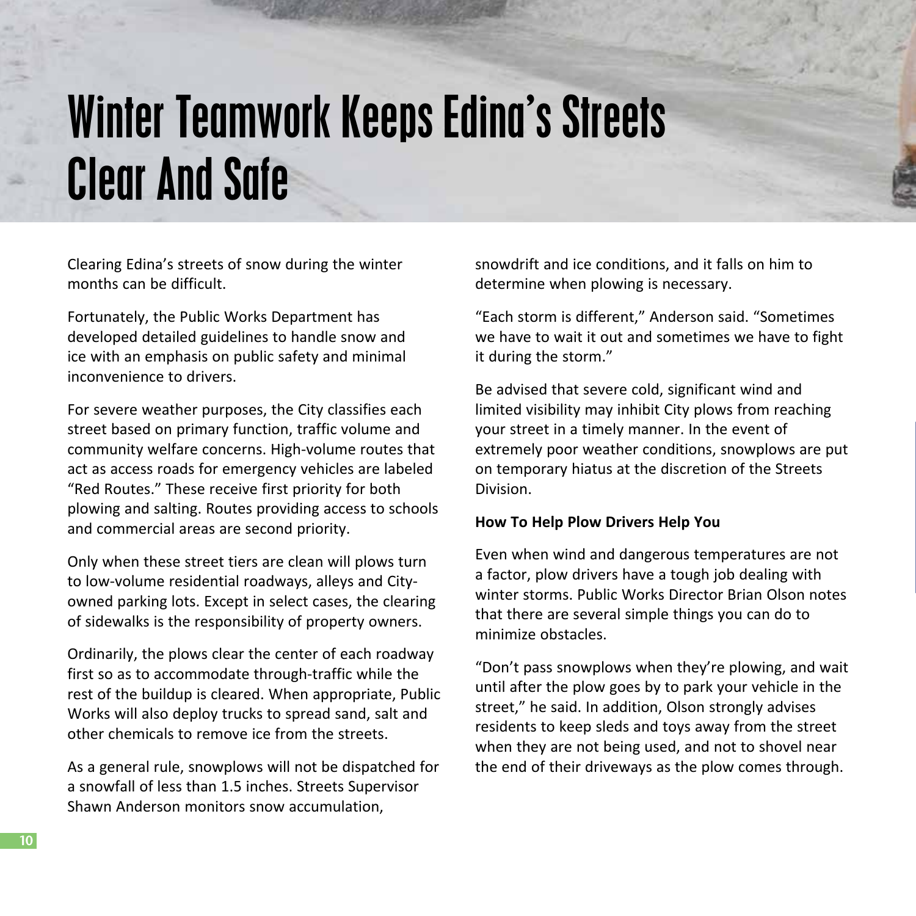# Winter Teamwork Keeps Edina's Streets Clear And Safe

Clearing Edina's streets of snow during the winter months can be difficult.

Fortunately, the Public Works Department has developed detailed guidelines to handle snow and ice with an emphasis on public safety and minimal inconvenience to drivers.

For severe weather purposes, the City classifies each street based on primary function, traffic volume and community welfare concerns. High-volume routes that act as access roads for emergency vehicles are labeled "Red Routes." These receive first priority for both plowing and salting. Routes providing access to schools and commercial areas are second priority.

Only when these street tiers are clean will plows turn to low-volume residential roadways, alleys and City-owned parking lots. Except in select cases, the clearing of sidewalks is the responsibility of property owners.

Ordinarily, the plows clear the center of each roadway first so as to accommodate through-traffic while the rest of the buildup is cleared. When appropriate, Public Works will also deploy trucks to spread sand, salt and other chemicals to remove ice from the streets.

As a general rule, snowplows will not be dispatched for a snowfall of less than 1.5 inches. Streets Supervisor Shawn Anderson monitors snow accumulation, snowdrift and ice conditions, and it falls on him to determine when plowing is necessary.

"Each storm is different," Anderson said. "Sometimes we have to wait it out and sometimes we have to fight it during the storm."

Be advised that severe cold, significant wind and limited visibility may inhibit City plows from reaching your street in a timely manner. In the event of extremely poor weather conditions, snowplows are put on temporary hiatus at the discretion of the Streets Division.

**How To Help Plow Drivers Help You**

Even when wind and dangerous temperatures are not a factor, plow drivers have a tough job dealing with winter storms. Public Works Director Brian Olson notes that there are several simple things you can do to minimize obstacles.

"Don't pass snowplows when they're plowing, and wait until after the plow goes by to park your vehicle in the street," he said. In addition, Olson strongly advises residents to keep sleds and toys away from the street when they are not being used, and not to shovel near the end of their driveways as the plow comes through.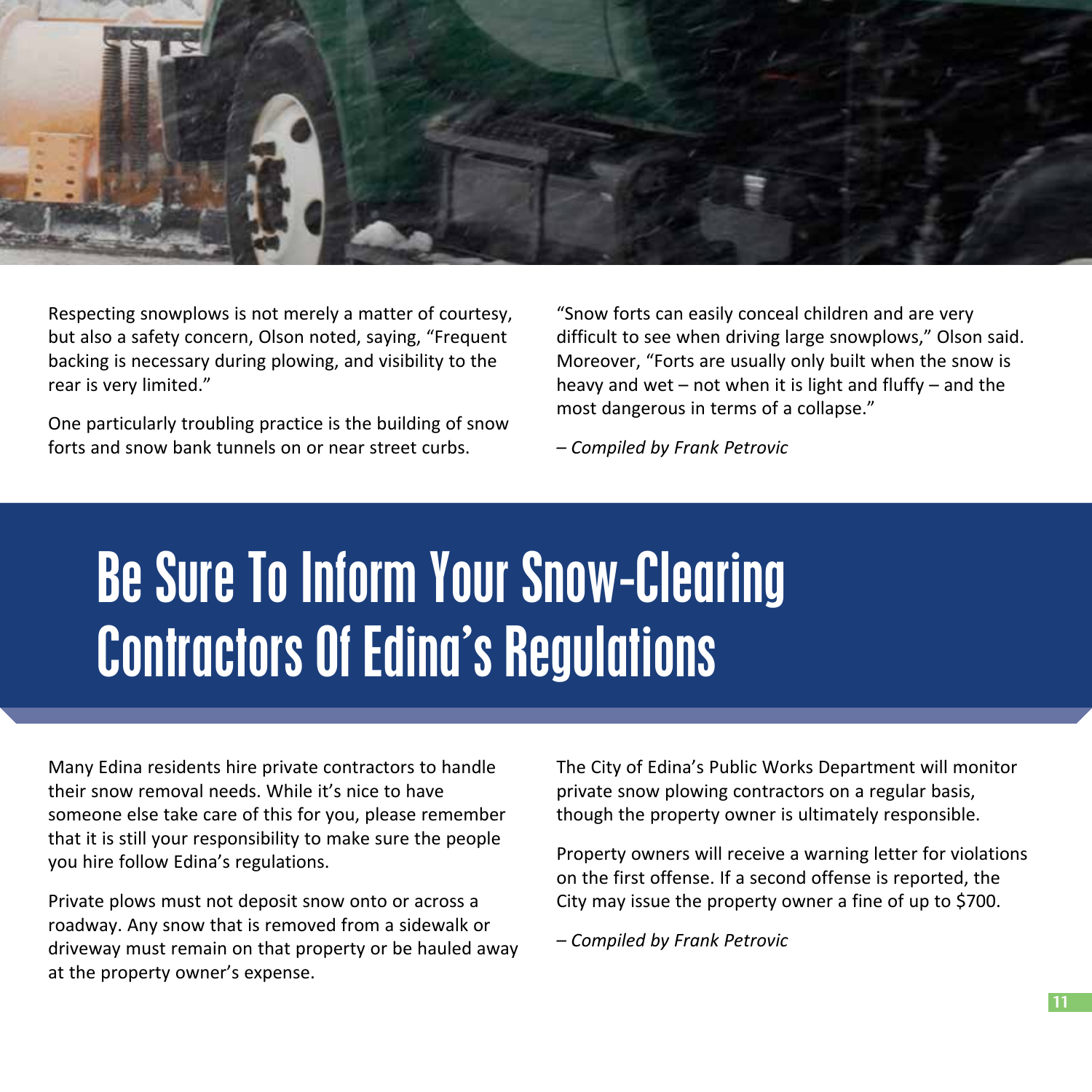Respecting snowplows is not merely a matter of courtesy, but also a safety concern, Olson noted, saying, "Frequent backing is necessary during plowing, and visibility to the rear is very limited."

One particularly troubling practice is the building of snow forts and snow bank tunnels on or near street curbs.

"Snow forts can easily conceal children and are very difficult to see when driving large snowplows," Olson said. Moreover, "Forts are usually only built when the snow is heavy and wet – not when it is light and fluffy – and the most dangerous in terms of a collapse."

*– Compiled by Frank Petrovic*

# Be Sure To Inform Your Snow-Clearing Contractors Of Edina's Regulations

Many Edina residents hire private contractors to handle their snow removal needs. While it's nice to have someone else take care of this for you, please remember that it is still your responsibility to make sure the people you hire follow Edina's regulations.

Private plows must not deposit snow onto or across a roadway. Any snow that is removed from a sidewalk or driveway must remain on that property or be hauled away at the property owner's expense.

The City of Edina's Public Works Department will monitor private snow plowing contractors on a regular basis, though the property owner is ultimately responsible.

Property owners will receive a warning letter for violations on the first offense. If a second offense is reported, the City may issue the property owner a fine of up to $700.

*– Compiled by Frank Petrovic*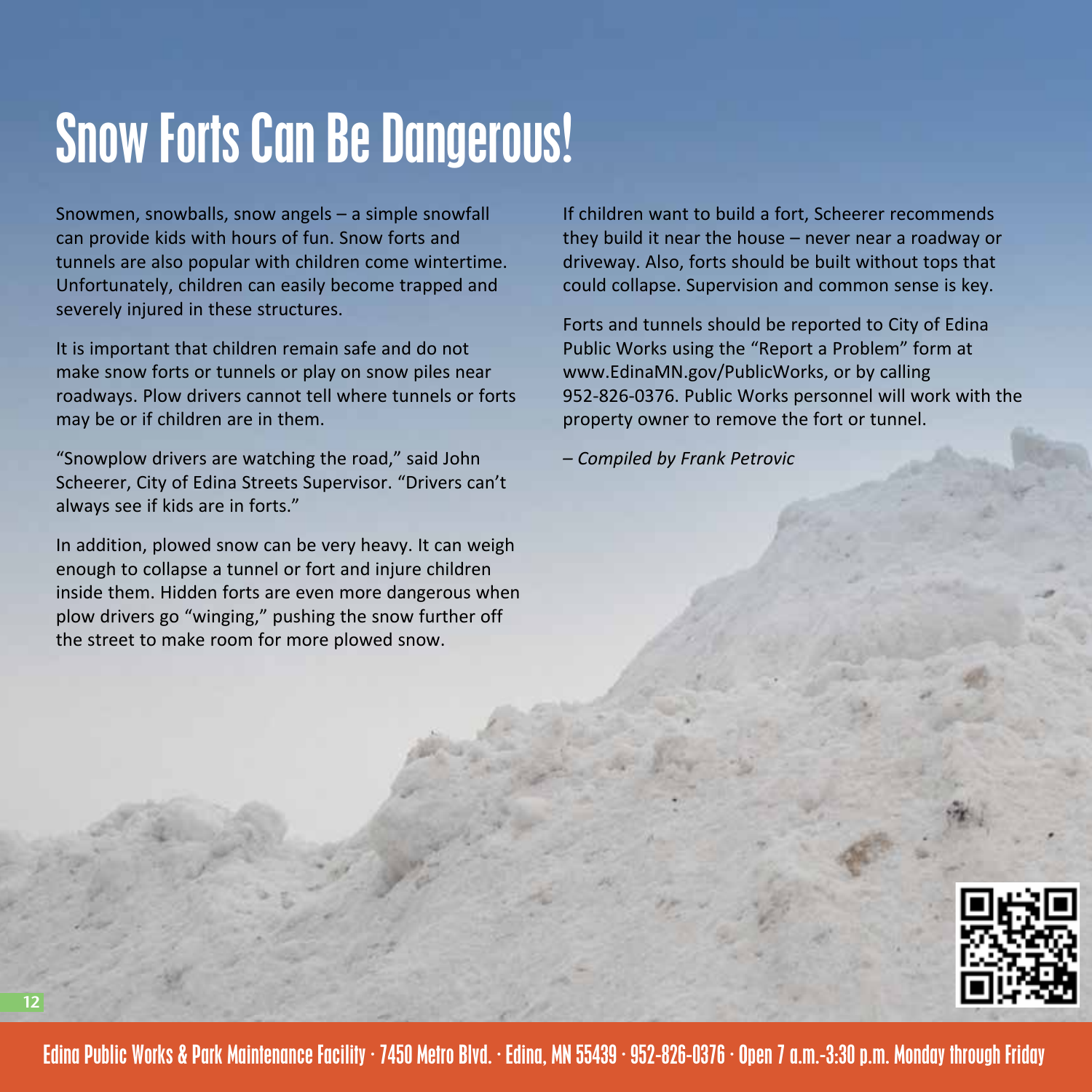# Snow Forts Can Be Dangerous!

Snowmen, snowballs, snow angels – a simple snowfall can provide kids with hours of fun. Snow forts and tunnels are also popular with children come wintertime. Unfortunately, children can easily become trapped and severely injured in these structures.

It is important that children remain safe and do not make snow forts or tunnels or play on snow piles near roadways. Plow drivers cannot tell where tunnels or forts may be or if children are in them.

"Snowplow drivers are watching the road," said John Scheerer, City of Edina Streets Supervisor. "Drivers can't always see if kids are in forts."

In addition, plowed snow can be very heavy. It can weigh enough to collapse a tunnel or fort and injure children inside them. Hidden forts are even more dangerous when plow drivers go "winging," pushing the snow further off the street to make room for more plowed snow.

If children want to build a fort, Scheerer recommends they build it near the house – never near a roadway or driveway. Also, forts should be built without tops that could collapse. Supervision and common sense is key.

Forts and tunnels should be reported to City of Edina Public Works using the "Report a Problem" form at www.EdinaMN.gov/PublicWorks, or by calling 952-826-0376. Public Works personnel will work with the property owner to remove the fort or tunnel.

*– Compiled by Frank Petrovic*

Edina Public Works & Park Maintenance Facility · 7450 Metro Blvd. · Edina, MN 55439 · 952-826-0376 · Open 7 a.m.-3:30 p.m. Monday through Friday